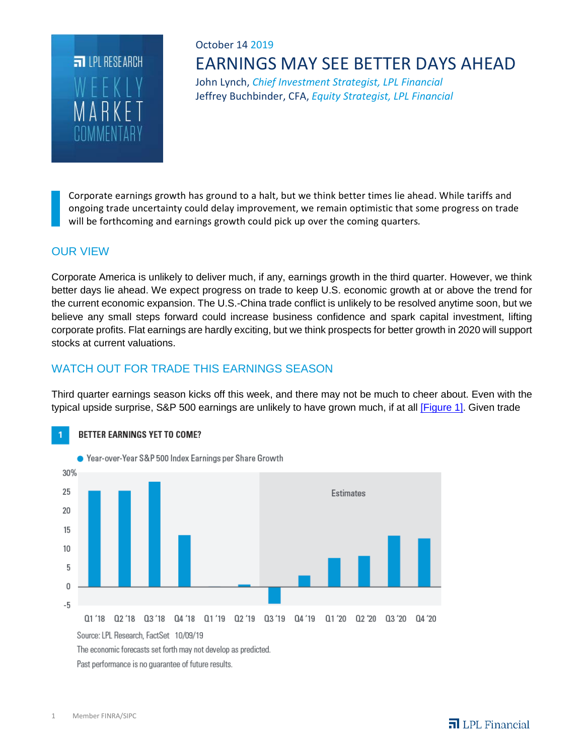LPL RESEARCH WEEKLY MARKET COMMENTARY

October 14 2019

# EARNINGS MAY SEE BETTER DAYS AHEAD

John Lynch, *Chief Investment Strategist, LPL Financial*
Jeffrey Buchbinder, CFA, *Equity Strategist, LPL Financial*

Corporate earnings growth has ground to a halt, but we think better times lie ahead. While tariffs and ongoing trade uncertainty could delay improvement, we remain optimistic that some progress on trade will be forthcoming and earnings growth could pick up over the coming quarters.

## OUR VIEW

Corporate America is unlikely to deliver much, if any, earnings growth in the third quarter. However, we think better days lie ahead. We expect progress on trade to keep U.S. economic growth at or above the trend for the current economic expansion. The U.S.-China trade conflict is unlikely to be resolved anytime soon, but we believe any small steps forward could increase business confidence and spark capital investment, lifting corporate profits. Flat earnings are hardly exciting, but we think prospects for better growth in 2020 will support stocks at current valuations.

## WATCH OUT FOR TRADE THIS EARNINGS SEASON

Third quarter earnings season kicks off this week, and there may not be much to cheer about. Even with the typical upside surprise, S&P 500 earnings are unlikely to have grown much, if at all [Figure 1]. Given trade

**1 BETTER EARNINGS YET TO COME?**

Year-over-Year S&P 500 Index Earnings per Share Growth

Source: LPL Research, FactSet 10/09/19

The economic forecasts set forth may not develop as predicted.

Past performance is no guarantee of future results.

Member FINRA/SIPC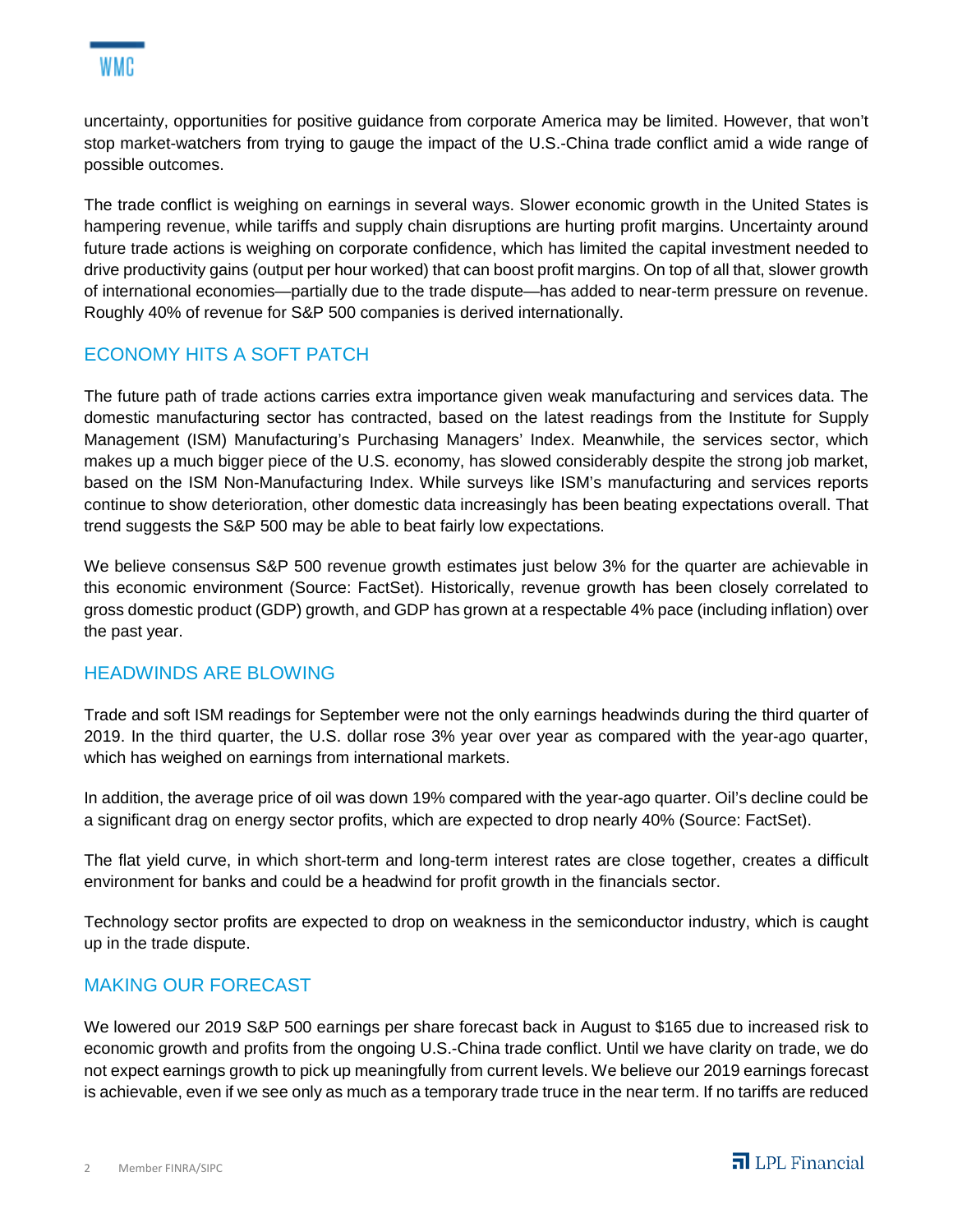uncertainty, opportunities for positive guidance from corporate America may be limited. However, that won't stop market-watchers from trying to gauge the impact of the U.S.-China trade conflict amid a wide range of possible outcomes.

The trade conflict is weighing on earnings in several ways. Slower economic growth in the United States is hampering revenue, while tariffs and supply chain disruptions are hurting profit margins. Uncertainty around future trade actions is weighing on corporate confidence, which has limited the capital investment needed to drive productivity gains (output per hour worked) that can boost profit margins. On top of all that, slower growth of international economies—partially due to the trade dispute—has added to near-term pressure on revenue. Roughly 40% of revenue for S&P 500 companies is derived internationally.

## ECONOMY HITS A SOFT PATCH

The future path of trade actions carries extra importance given weak manufacturing and services data. The domestic manufacturing sector has contracted, based on the latest readings from the Institute for Supply Management (ISM) Manufacturing's Purchasing Managers' Index. Meanwhile, the services sector, which makes up a much bigger piece of the U.S. economy, has slowed considerably despite the strong job market, based on the ISM Non-Manufacturing Index. While surveys like ISM's manufacturing and services reports continue to show deterioration, other domestic data increasingly has been beating expectations overall. That trend suggests the S&P 500 may be able to beat fairly low expectations.

We believe consensus S&P 500 revenue growth estimates just below 3% for the quarter are achievable in this economic environment (Source: FactSet). Historically, revenue growth has been closely correlated to gross domestic product (GDP) growth, and GDP has grown at a respectable 4% pace (including inflation) over the past year.

## HEADWINDS ARE BLOWING

Trade and soft ISM readings for September were not the only earnings headwinds during the third quarter of 2019. In the third quarter, the U.S. dollar rose 3% year over year as compared with the year-ago quarter, which has weighed on earnings from international markets.

In addition, the average price of oil was down 19% compared with the year-ago quarter. Oil's decline could be a significant drag on energy sector profits, which are expected to drop nearly 40% (Source: FactSet).

The flat yield curve, in which short-term and long-term interest rates are close together, creates a difficult environment for banks and could be a headwind for profit growth in the financials sector.

Technology sector profits are expected to drop on weakness in the semiconductor industry, which is caught up in the trade dispute.

## MAKING OUR FORECAST

We lowered our 2019 S&P 500 earnings per share forecast back in August to $165 due to increased risk to economic growth and profits from the ongoing U.S.-China trade conflict. Until we have clarity on trade, we do not expect earnings growth to pick up meaningfully from current levels. We believe our 2019 earnings forecast is achievable, even if we see only as much as a temporary trade truce in the near term. If no tariffs are reduced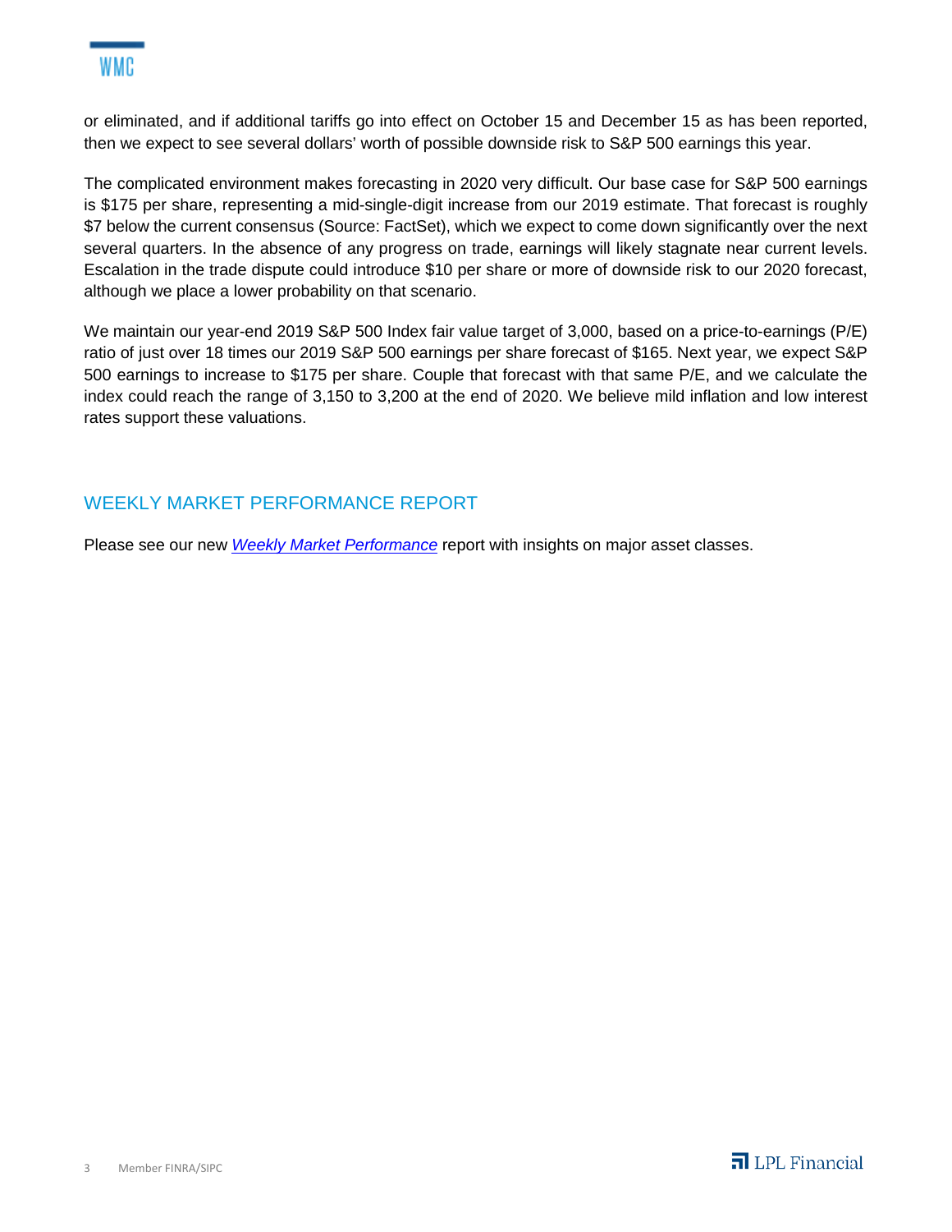or eliminated, and if additional tariffs go into effect on October 15 and December 15 as has been reported, then we expect to see several dollars' worth of possible downside risk to S&P 500 earnings this year.

The complicated environment makes forecasting in 2020 very difficult. Our base case for S&P 500 earnings is $175 per share, representing a mid-single-digit increase from our 2019 estimate. That forecast is roughly $7 below the current consensus (Source: FactSet), which we expect to come down significantly over the next several quarters. In the absence of any progress on trade, earnings will likely stagnate near current levels. Escalation in the trade dispute could introduce $10 per share or more of downside risk to our 2020 forecast, although we place a lower probability on that scenario.

We maintain our year-end 2019 S&P 500 Index fair value target of 3,000, based on a price-to-earnings (P/E) ratio of just over 18 times our 2019 S&P 500 earnings per share forecast of $165. Next year, we expect S&P 500 earnings to increase to $175 per share. Couple that forecast with that same P/E, and we calculate the index could reach the range of 3,150 to 3,200 at the end of 2020. We believe mild inflation and low interest rates support these valuations.

## WEEKLY MARKET PERFORMANCE REPORT

Please see our new *Weekly Market Performance* report with insights on major asset classes.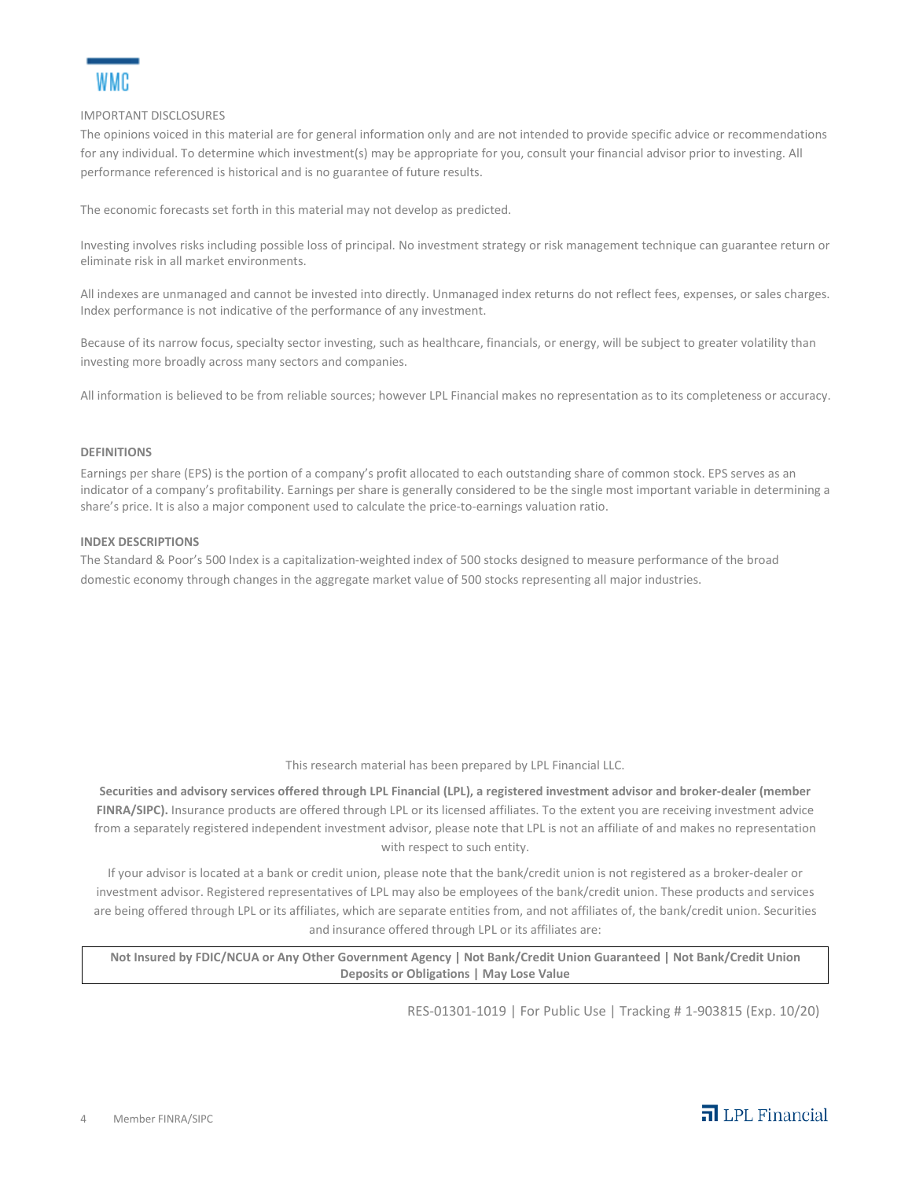IMPORTANT DISCLOSURES

The opinions voiced in this material are for general information only and are not intended to provide specific advice or recommendations for any individual. To determine which investment(s) may be appropriate for you, consult your financial advisor prior to investing. All performance referenced is historical and is no guarantee of future results.

The economic forecasts set forth in this material may not develop as predicted.

Investing involves risks including possible loss of principal. No investment strategy or risk management technique can guarantee return or eliminate risk in all market environments.

All indexes are unmanaged and cannot be invested into directly. Unmanaged index returns do not reflect fees, expenses, or sales charges. Index performance is not indicative of the performance of any investment.

Because of its narrow focus, specialty sector investing, such as healthcare, financials, or energy, will be subject to greater volatility than investing more broadly across many sectors and companies.

All information is believed to be from reliable sources; however LPL Financial makes no representation as to its completeness or accuracy.

**DEFINITIONS**

Earnings per share (EPS) is the portion of a company's profit allocated to each outstanding share of common stock. EPS serves as an indicator of a company's profitability. Earnings per share is generally considered to be the single most important variable in determining a share's price. It is also a major component used to calculate the price-to-earnings valuation ratio.

**INDEX DESCRIPTIONS**

The Standard & Poor's 500 Index is a capitalization-weighted index of 500 stocks designed to measure performance of the broad domestic economy through changes in the aggregate market value of 500 stocks representing all major industries.

This research material has been prepared by LPL Financial LLC.

**Securities and advisory services offered through LPL Financial (LPL), a registered investment advisor and broker-dealer (member FINRA/SIPC).** Insurance products are offered through LPL or its licensed affiliates. To the extent you are receiving investment advice from a separately registered independent investment advisor, please note that LPL is not an affiliate of and makes no representation with respect to such entity.

If your advisor is located at a bank or credit union, please note that the bank/credit union is not registered as a broker-dealer or investment advisor. Registered representatives of LPL may also be employees of the bank/credit union. These products and services are being offered through LPL or its affiliates, which are separate entities from, and not affiliates of, the bank/credit union. Securities and insurance offered through LPL or its affiliates are:

**Not Insured by FDIC/NCUA or Any Other Government Agency | Not Bank/Credit Union Guaranteed | Not Bank/Credit Union Deposits or Obligations | May Lose Value**

RES-01301-1019 | For Public Use | Tracking # 1-903815 (Exp. 10/20)